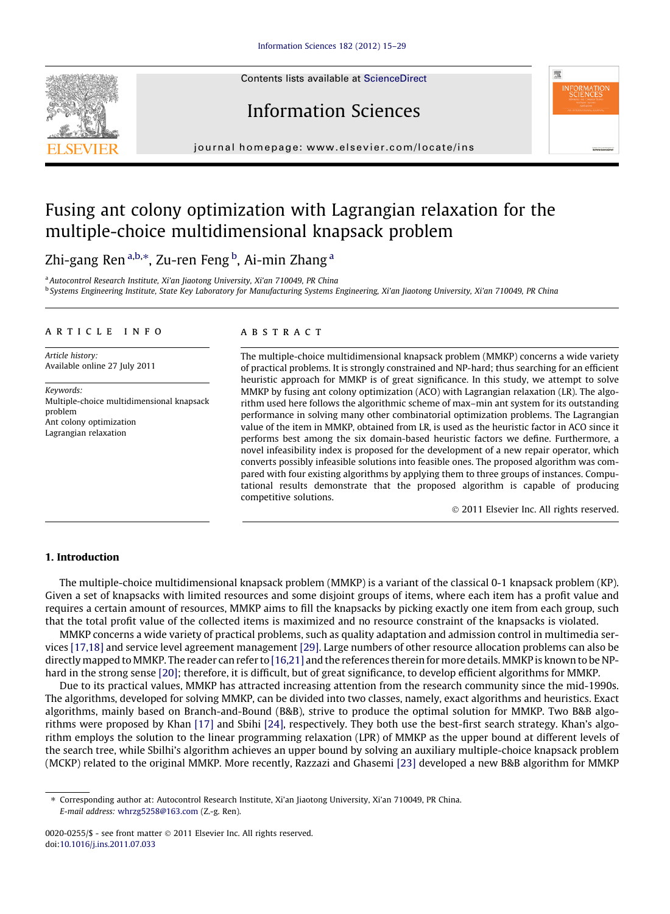# Fusing ant colony optimization with Lagrangian relaxation for the multiple-choice multidimensional knapsack problem

Zhi-gang Ren [a,b,*], Zu-ren Feng [b], Ai-min Zhang [a]

[a] Autocontrol Research Institute, Xi'an Jiaotong University, Xi'an 710049, PR China

[b] Systems Engineering Institute, State Key Laboratory for Manufacturing Systems Engineering, Xi'an Jiaotong University, Xi'an 710049, PR China

## ARTICLE INFO

*Article history:*
Available online 27 July 2011

*Keywords:*
Multiple-choice multidimensional knapsack problem
Ant colony optimization
Lagrangian relaxation

## ABSTRACT

The multiple-choice multidimensional knapsack problem (MMKP) concerns a wide variety of practical problems. It is strongly constrained and NP-hard; thus searching for an efficient heuristic approach for MMKP is of great significance. In this study, we attempt to solve MMKP by fusing ant colony optimization (ACO) with Lagrangian relaxation (LR). The algorithm used here follows the algorithmic scheme of max–min ant system for its outstanding performance in solving many other combinatorial optimization problems. The Lagrangian value of the item in MMKP, obtained from LR, is used as the heuristic factor in ACO since it performs best among the six domain-based heuristic factors we define. Furthermore, a novel infeasibility index is proposed for the development of a new repair operator, which converts possibly infeasible solutions into feasible ones. The proposed algorithm was compared with four existing algorithms by applying them to three groups of instances. Computational results demonstrate that the proposed algorithm is capable of producing competitive solutions.

© 2011 Elsevier Inc. All rights reserved.

## 1. Introduction

The multiple-choice multidimensional knapsack problem (MMKP) is a variant of the classical 0-1 knapsack problem (KP). Given a set of knapsacks with limited resources and some disjoint groups of items, where each item has a profit value and requires a certain amount of resources, MMKP aims to fill the knapsacks by picking exactly one item from each group, such that the total profit value of the collected items is maximized and no resource constraint of the knapsacks is violated.

MMKP concerns a wide variety of practical problems, such as quality adaptation and admission control in multimedia services [17,18] and service level agreement management [29]. Large numbers of other resource allocation problems can also be directly mapped to MMKP. The reader can refer to [16,21] and the references therein for more details. MMKP is known to be NP-hard in the strong sense [20]; therefore, it is difficult, but of great significance, to develop efficient algorithms for MMKP.

Due to its practical values, MMKP has attracted increasing attention from the research community since the mid-1990s. The algorithms, developed for solving MMKP, can be divided into two classes, namely, exact algorithms and heuristics. Exact algorithms, mainly based on Branch-and-Bound (B&B), strive to produce the optimal solution for MMKP. Two B&B algorithms were proposed by Khan [17] and Sbihi [24], respectively. They both use the best-first search strategy. Khan's algorithm employs the solution to the linear programming relaxation (LPR) of MMKP as the upper bound at different levels of the search tree, while Sbilhi's algorithm achieves an upper bound by solving an auxiliary multiple-choice knapsack problem (MCKP) related to the original MMKP. More recently, Razzazi and Ghasemi [23] developed a new B&B algorithm for MMKP

---

* Corresponding author at: Autocontrol Research Institute, Xi'an Jiaotong University, Xi'an 710049, PR China.
*E-mail address:* whrzg5258@163.com (Z.-g. Ren).

0020-0255/$ - see front matter © 2011 Elsevier Inc. All rights reserved.
doi:10.1016/j.ins.2011.07.033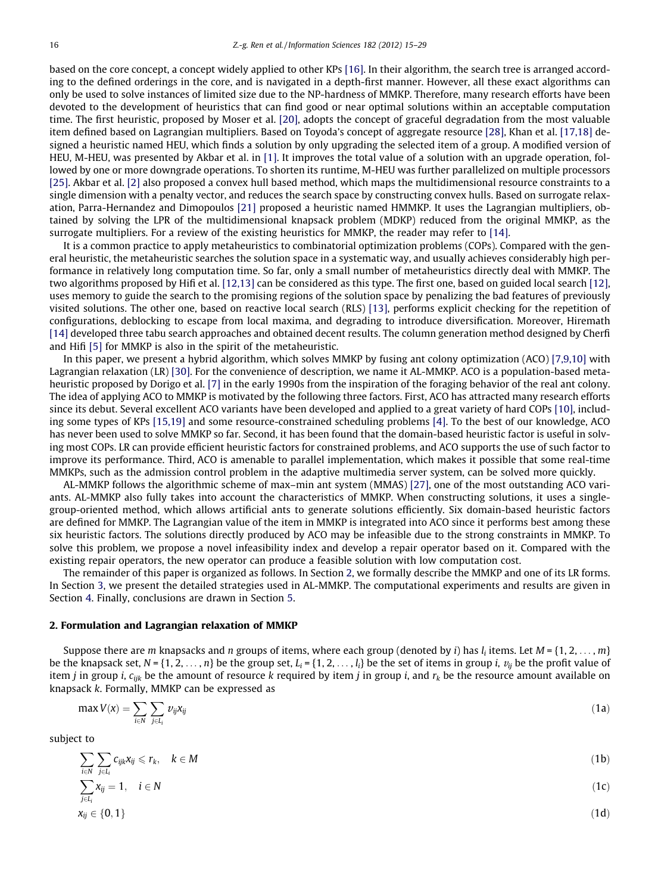based on the core concept, a concept widely applied to other KPs [16]. In their algorithm, the search tree is arranged according to the defined orderings in the core, and is navigated in a depth-first manner. However, all these exact algorithms can only be used to solve instances of limited size due to the NP-hardness of MMKP. Therefore, many research efforts have been devoted to the development of heuristics that can find good or near optimal solutions within an acceptable computation time. The first heuristic, proposed by Moser et al. [20], adopts the concept of graceful degradation from the most valuable item defined based on Lagrangian multipliers. Based on Toyoda's concept of aggregate resource [28], Khan et al. [17,18] designed a heuristic named HEU, which finds a solution by only upgrading the selected item of a group. A modified version of HEU, M-HEU, was presented by Akbar et al. in [1]. It improves the total value of a solution with an upgrade operation, followed by one or more downgrade operations. To shorten its runtime, M-HEU was further parallelized on multiple processors [25]. Akbar et al. [2] also proposed a convex hull based method, which maps the multidimensional resource constraints to a single dimension with a penalty vector, and reduces the search space by constructing convex hulls. Based on surrogate relaxation, Parra-Hernandez and Dimopoulos [21] proposed a heuristic named HMMKP. It uses the Lagrangian multipliers, obtained by solving the LPR of the multidimensional knapsack problem (MDKP) reduced from the original MMKP, as the surrogate multipliers. For a review of the existing heuristics for MMKP, the reader may refer to [14].

It is a common practice to apply metaheuristics to combinatorial optimization problems (COPs). Compared with the general heuristic, the metaheuristic searches the solution space in a systematic way, and usually achieves considerably high performance in relatively long computation time. So far, only a small number of metaheuristics directly deal with MMKP. The two algorithms proposed by Hifi et al. [12,13] can be considered as this type. The first one, based on guided local search [12], uses memory to guide the search to the promising regions of the solution space by penalizing the bad features of previously visited solutions. The other one, based on reactive local search (RLS) [13], performs explicit checking for the repetition of configurations, deblocking to escape from local maxima, and degrading to introduce diversification. Moreover, Hiremath [14] developed three tabu search approaches and obtained decent results. The column generation method designed by Cherfi and Hifi [5] for MMKP is also in the spirit of the metaheuristic.

In this paper, we present a hybrid algorithm, which solves MMKP by fusing ant colony optimization (ACO) [7,9,10] with Lagrangian relaxation (LR) [30]. For the convenience of description, we name it AL-MMKP. ACO is a population-based metaheuristic proposed by Dorigo et al. [7] in the early 1990s from the inspiration of the foraging behavior of the real ant colony. The idea of applying ACO to MMKP is motivated by the following three factors. First, ACO has attracted many research efforts since its debut. Several excellent ACO variants have been developed and applied to a great variety of hard COPs [10], including some types of KPs [15,19] and some resource-constrained scheduling problems [4]. To the best of our knowledge, ACO has never been used to solve MMKP so far. Second, it has been found that the domain-based heuristic factor is useful in solving most COPs. LR can provide efficient heuristic factors for constrained problems, and ACO supports the use of such factor to improve its performance. Third, ACO is amenable to parallel implementation, which makes it possible that some real-time MMKPs, such as the admission control problem in the adaptive multimedia server system, can be solved more quickly.

AL-MMKP follows the algorithmic scheme of max–min ant system (MMAS) [27], one of the most outstanding ACO variants. AL-MMKP also fully takes into account the characteristics of MMKP. When constructing solutions, it uses a single-group-oriented method, which allows artificial ants to generate solutions efficiently. Six domain-based heuristic factors are defined for MMKP. The Lagrangian value of the item in MMKP is integrated into ACO since it performs best among these six heuristic factors. The solutions directly produced by ACO may be infeasible due to the strong constraints in MMKP. To solve this problem, we propose a novel infeasibility index and develop a repair operator based on it. Compared with the existing repair operators, the new operator can produce a feasible solution with low computation cost.

The remainder of this paper is organized as follows. In Section 2, we formally describe the MMKP and one of its LR forms. In Section 3, we present the detailed strategies used in AL-MMKP. The computational experiments and results are given in Section 4. Finally, conclusions are drawn in Section 5.

## 2. Formulation and Lagrangian relaxation of MMKP

Suppose there are $m$ knapsacks and $n$ groups of items, where each group (denoted by $i$) has $l_i$ items. Let $M = \{1, 2, \ldots, m\}$ be the knapsack set, $N = \{1, 2, \ldots, n\}$ be the group set, $L_i = \{1, 2, \ldots, l_i\}$ be the set of items in group $i$, $v_{ij}$ be the profit value of item $j$ in group $i$, $c_{ijk}$ be the amount of resource $k$ required by item $j$ in group $i$, and $r_k$ be the resource amount available on knapsack $k$. Formally, MMKP can be expressed as

$$\max V(x) = \sum_{i \in N} \sum_{j \in L_i} v_{ij} x_{ij} \tag{1a}$$

subject to

$$\sum_{i \in N} \sum_{j \in L_i} c_{ijk} x_{ij} \leqslant r_k, \quad k \in M \tag{1b}$$

$$\sum_{j \in L_i} x_{ij} = 1, \quad i \in N \tag{1c}$$

$$x_{ij} \in \{0, 1\} \tag{1d}$$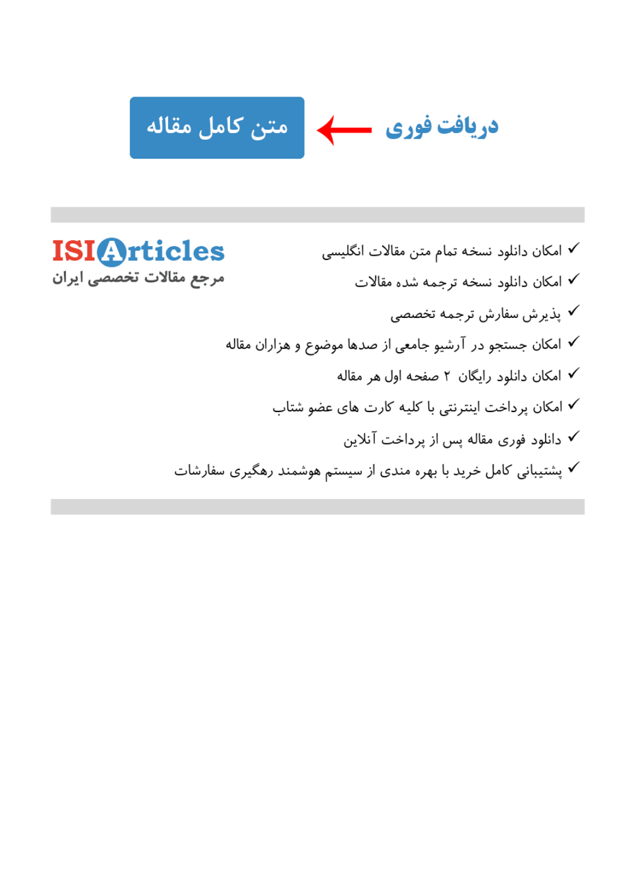دریافت فوری ← متن کامل مقاله

ISIArticles
مرجع مقالات تخصصی ایران

- ✓ امکان دانلود نسخه تمام متن مقالات انگلیسی
- ✓ امکان دانلود نسخه ترجمه شده مقالات
- ✓ پذیرش سفارش ترجمه تخصصی
- ✓ امکان جستجو در آرشیو جامعی از صدها موضوع و هزاران مقاله
- ✓ امکان دانلود رایگان ۲ صفحه اول هر مقاله
- ✓ امکان پرداخت اینترنتی با کلیه کارت های عضو شتاب
- ✓ دانلود فوری مقاله پس از پرداخت آنلاین
- ✓ پشتیبانی کامل خرید با بهره مندی از سیستم هوشمند رهگیری سفارشات